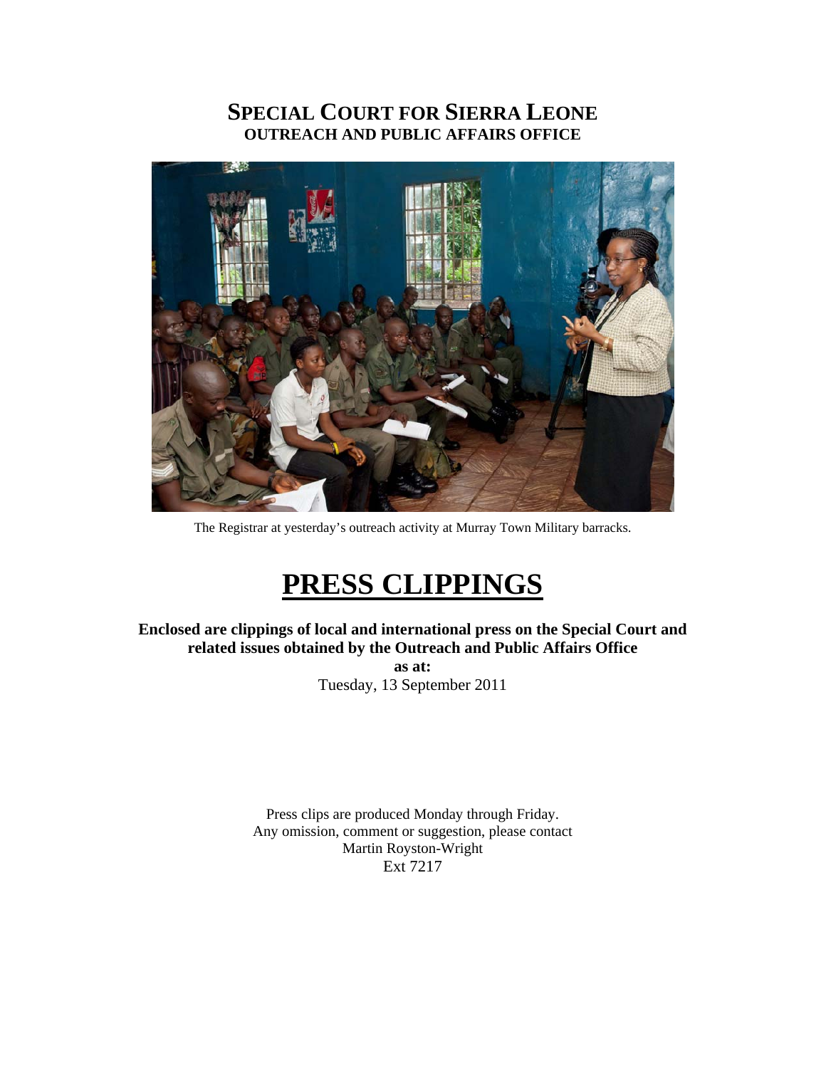# SPECIAL COURT FOR SIERRA LEONE
## OUTREACH AND PUBLIC AFFAIRS OFFICE

The Registrar at yesterday's outreach activity at Murray Town Military barracks.

# PRESS CLIPPINGS

**Enclosed are clippings of local and international press on the Special Court and related issues obtained by the Outreach and Public Affairs Office**

**as at:**

Tuesday, 13 September 2011

Press clips are produced Monday through Friday.
Any omission, comment or suggestion, please contact
Martin Royston-Wright
Ext 7217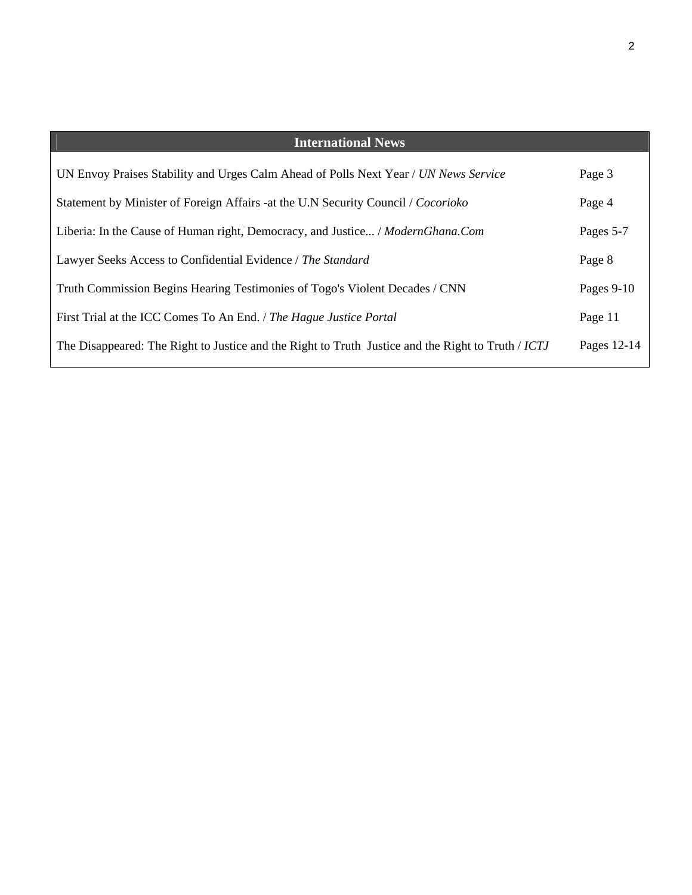| International News | |
|---|---|
| UN Envoy Praises Stability and Urges Calm Ahead of Polls Next Year / *UN News Service* | Page 3 |
| Statement by Minister of Foreign Affairs -at the U.N Security Council / *Cocorioko* | Page 4 |
| Liberia: In the Cause of Human right, Democracy, and Justice... / *ModernGhana.Com* | Pages 5-7 |
| Lawyer Seeks Access to Confidential Evidence / *The Standard* | Page 8 |
| Truth Commission Begins Hearing Testimonies of Togo's Violent Decades / CNN | Pages 9-10 |
| First Trial at the ICC Comes To An End. / *The Hague Justice Portal* | Page 11 |
| The Disappeared: The Right to Justice and the Right to Truth  Justice and the Right to Truth / *ICTJ* | Pages 12-14 |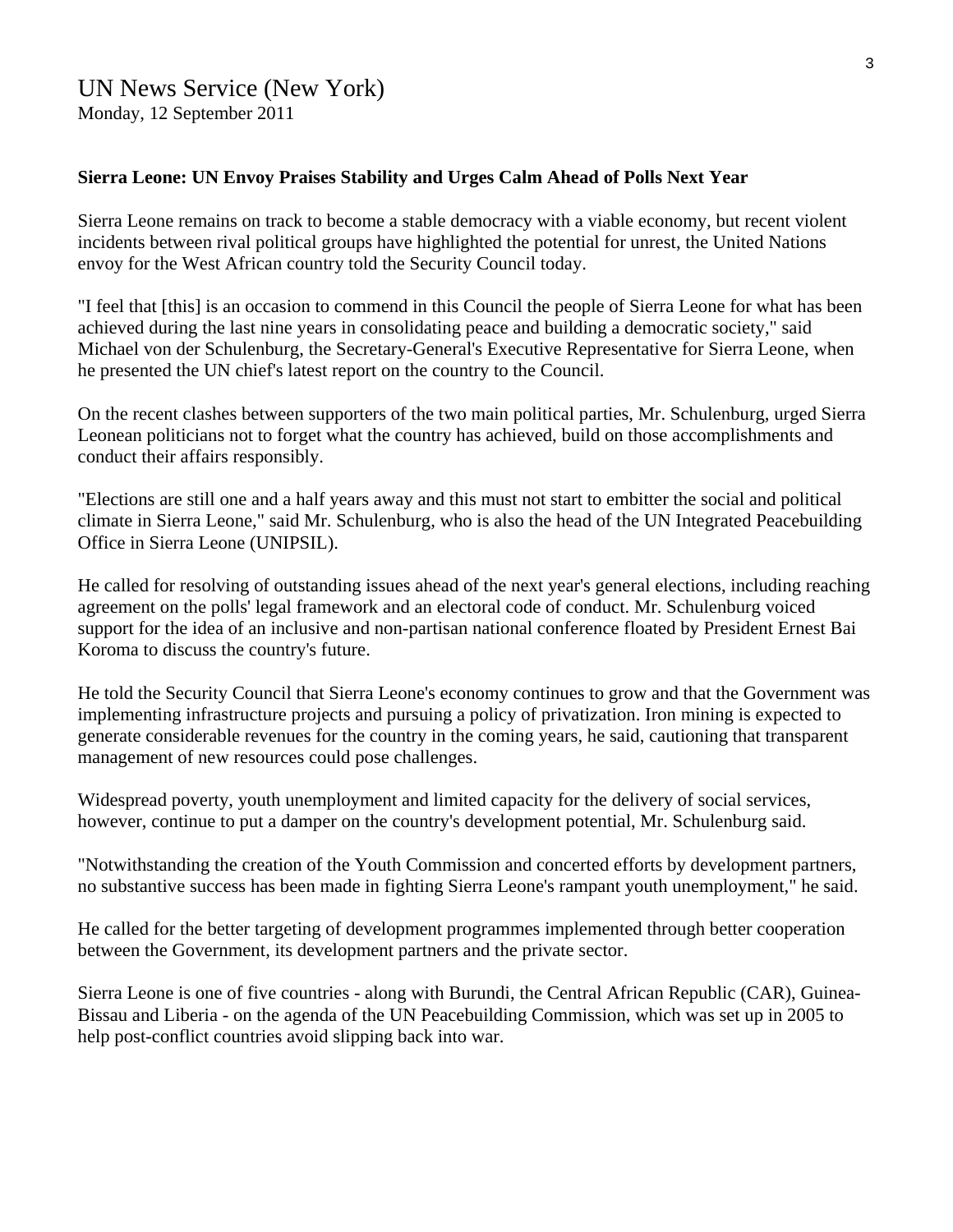## UN News Service (New York)

Monday, 12 September 2011

**Sierra Leone: UN Envoy Praises Stability and Urges Calm Ahead of Polls Next Year**

Sierra Leone remains on track to become a stable democracy with a viable economy, but recent violent incidents between rival political groups have highlighted the potential for unrest, the United Nations envoy for the West African country told the Security Council today.

"I feel that [this] is an occasion to commend in this Council the people of Sierra Leone for what has been achieved during the last nine years in consolidating peace and building a democratic society," said Michael von der Schulenburg, the Secretary-General's Executive Representative for Sierra Leone, when he presented the UN chief's latest report on the country to the Council.

On the recent clashes between supporters of the two main political parties, Mr. Schulenburg, urged Sierra Leonean politicians not to forget what the country has achieved, build on those accomplishments and conduct their affairs responsibly.

"Elections are still one and a half years away and this must not start to embitter the social and political climate in Sierra Leone," said Mr. Schulenburg, who is also the head of the UN Integrated Peacebuilding Office in Sierra Leone (UNIPSIL).

He called for resolving of outstanding issues ahead of the next year's general elections, including reaching agreement on the polls' legal framework and an electoral code of conduct. Mr. Schulenburg voiced support for the idea of an inclusive and non-partisan national conference floated by President Ernest Bai Koroma to discuss the country's future.

He told the Security Council that Sierra Leone's economy continues to grow and that the Government was implementing infrastructure projects and pursuing a policy of privatization. Iron mining is expected to generate considerable revenues for the country in the coming years, he said, cautioning that transparent management of new resources could pose challenges.

Widespread poverty, youth unemployment and limited capacity for the delivery of social services, however, continue to put a damper on the country's development potential, Mr. Schulenburg said.

"Notwithstanding the creation of the Youth Commission and concerted efforts by development partners, no substantive success has been made in fighting Sierra Leone's rampant youth unemployment," he said.

He called for the better targeting of development programmes implemented through better cooperation between the Government, its development partners and the private sector.

Sierra Leone is one of five countries - along with Burundi, the Central African Republic (CAR), Guinea-Bissau and Liberia - on the agenda of the UN Peacebuilding Commission, which was set up in 2005 to help post-conflict countries avoid slipping back into war.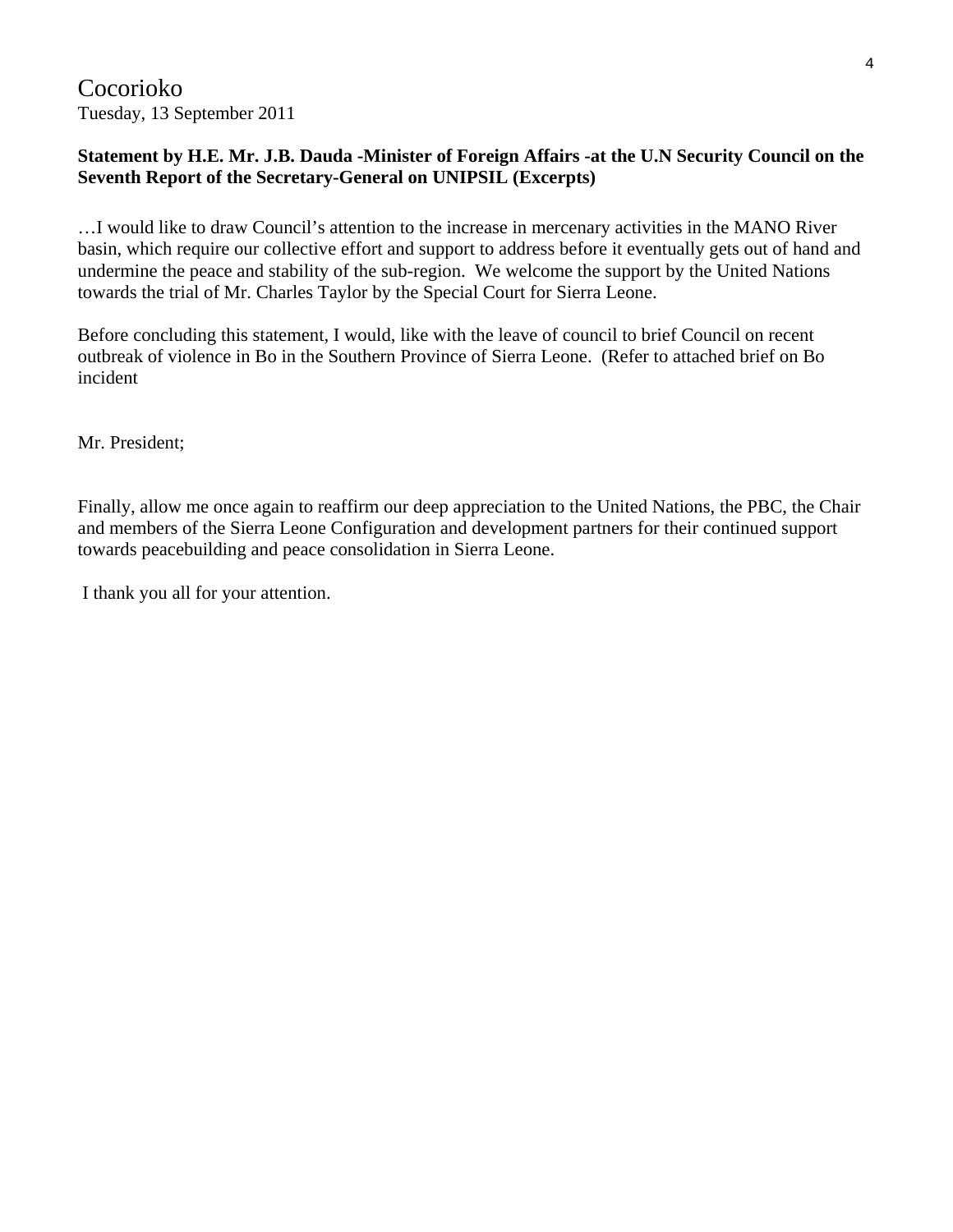Cocorioko
Tuesday, 13 September 2011

**Statement by H.E. Mr. J.B. Dauda -Minister of Foreign Affairs -at the U.N Security Council on the Seventh Report of the Secretary-General on UNIPSIL (Excerpts)**

…I would like to draw Council's attention to the increase in mercenary activities in the MANO River basin, which require our collective effort and support to address before it eventually gets out of hand and undermine the peace and stability of the sub-region. We welcome the support by the United Nations towards the trial of Mr. Charles Taylor by the Special Court for Sierra Leone.

Before concluding this statement, I would, like with the leave of council to brief Council on recent outbreak of violence in Bo in the Southern Province of Sierra Leone. (Refer to attached brief on Bo incident

Mr. President;

Finally, allow me once again to reaffirm our deep appreciation to the United Nations, the PBC, the Chair and members of the Sierra Leone Configuration and development partners for their continued support towards peacebuilding and peace consolidation in Sierra Leone.

I thank you all for your attention.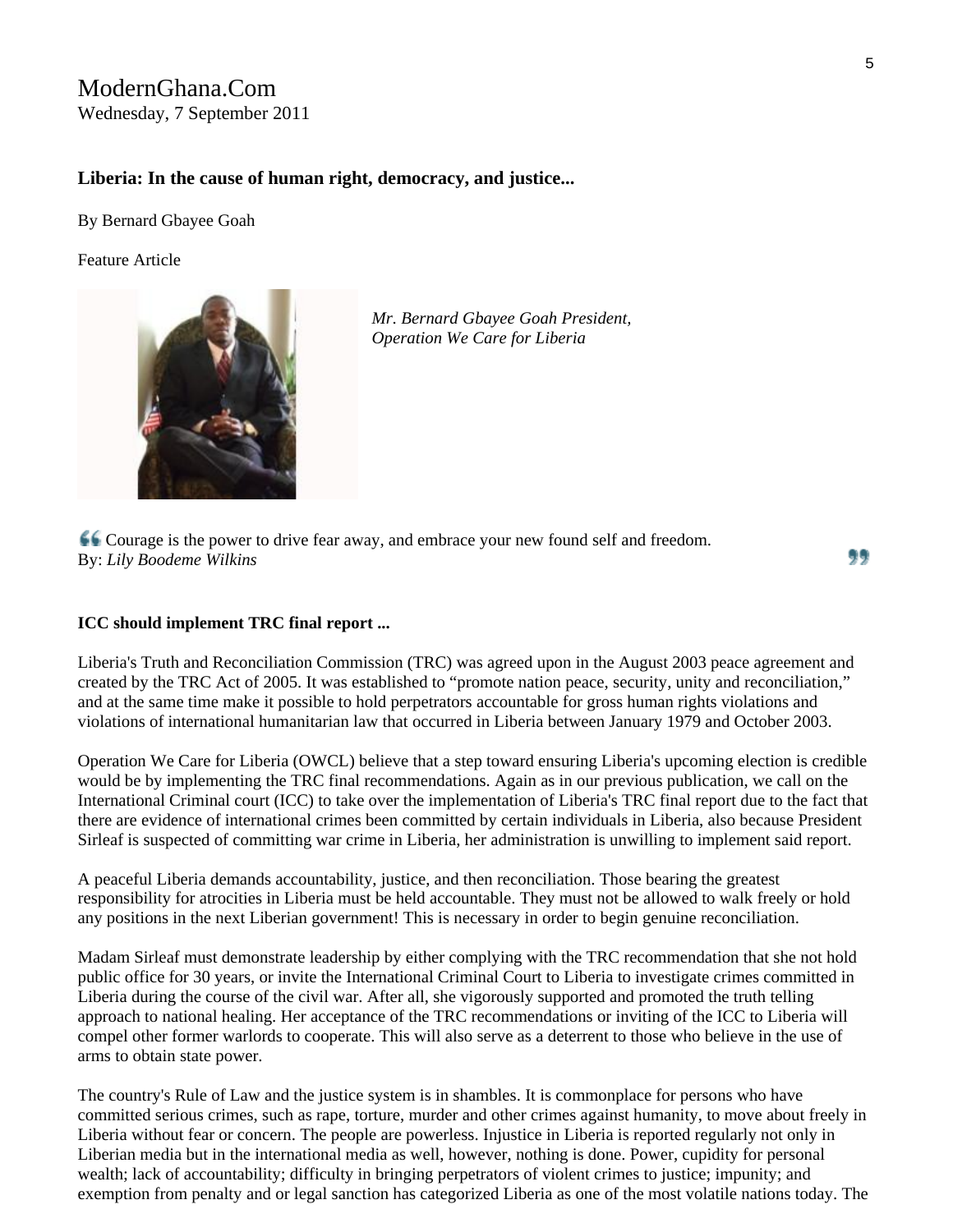ModernGhana.Com
Wednesday, 7 September 2011

### Liberia: In the cause of human right, democracy, and justice...

By Bernard Gbayee Goah

Feature Article

*Mr. Bernard Gbayee Goah President, Operation We Care for Liberia*

Courage is the power to drive fear away, and embrace your new found self and freedom.
By: *Lily Boodeme Wilkins*

**ICC should implement TRC final report ...**

Liberia's Truth and Reconciliation Commission (TRC) was agreed upon in the August 2003 peace agreement and created by the TRC Act of 2005. It was established to "promote nation peace, security, unity and reconciliation," and at the same time make it possible to hold perpetrators accountable for gross human rights violations and violations of international humanitarian law that occurred in Liberia between January 1979 and October 2003.

Operation We Care for Liberia (OWCL) believe that a step toward ensuring Liberia's upcoming election is credible would be by implementing the TRC final recommendations. Again as in our previous publication, we call on the International Criminal court (ICC) to take over the implementation of Liberia's TRC final report due to the fact that there are evidence of international crimes been committed by certain individuals in Liberia, also because President Sirleaf is suspected of committing war crime in Liberia, her administration is unwilling to implement said report.

A peaceful Liberia demands accountability, justice, and then reconciliation. Those bearing the greatest responsibility for atrocities in Liberia must be held accountable. They must not be allowed to walk freely or hold any positions in the next Liberian government! This is necessary in order to begin genuine reconciliation.

Madam Sirleaf must demonstrate leadership by either complying with the TRC recommendation that she not hold public office for 30 years, or invite the International Criminal Court to Liberia to investigate crimes committed in Liberia during the course of the civil war. After all, she vigorously supported and promoted the truth telling approach to national healing. Her acceptance of the TRC recommendations or inviting of the ICC to Liberia will compel other former warlords to cooperate. This will also serve as a deterrent to those who believe in the use of arms to obtain state power.

The country's Rule of Law and the justice system is in shambles. It is commonplace for persons who have committed serious crimes, such as rape, torture, murder and other crimes against humanity, to move about freely in Liberia without fear or concern. The people are powerless. Injustice in Liberia is reported regularly not only in Liberian media but in the international media as well, however, nothing is done. Power, cupidity for personal wealth; lack of accountability; difficulty in bringing perpetrators of violent crimes to justice; impunity; and exemption from penalty and or legal sanction has categorized Liberia as one of the most volatile nations today. The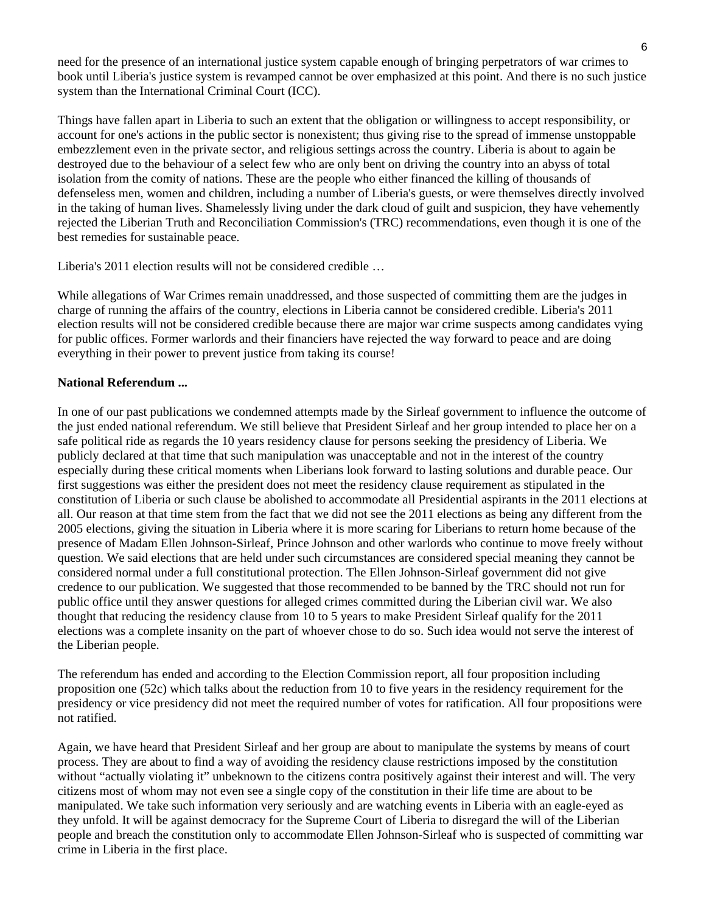need for the presence of an international justice system capable enough of bringing perpetrators of war crimes to book until Liberia's justice system is revamped cannot be over emphasized at this point. And there is no such justice system than the International Criminal Court (ICC).

Things have fallen apart in Liberia to such an extent that the obligation or willingness to accept responsibility, or account for one's actions in the public sector is nonexistent; thus giving rise to the spread of immense unstoppable embezzlement even in the private sector, and religious settings across the country. Liberia is about to again be destroyed due to the behaviour of a select few who are only bent on driving the country into an abyss of total isolation from the comity of nations. These are the people who either financed the killing of thousands of defenseless men, women and children, including a number of Liberia's guests, or were themselves directly involved in the taking of human lives. Shamelessly living under the dark cloud of guilt and suspicion, they have vehemently rejected the Liberian Truth and Reconciliation Commission's (TRC) recommendations, even though it is one of the best remedies for sustainable peace.

Liberia's 2011 election results will not be considered credible …

While allegations of War Crimes remain unaddressed, and those suspected of committing them are the judges in charge of running the affairs of the country, elections in Liberia cannot be considered credible. Liberia's 2011 election results will not be considered credible because there are major war crime suspects among candidates vying for public offices. Former warlords and their financiers have rejected the way forward to peace and are doing everything in their power to prevent justice from taking its course!

**National Referendum ...**

In one of our past publications we condemned attempts made by the Sirleaf government to influence the outcome of the just ended national referendum. We still believe that President Sirleaf and her group intended to place her on a safe political ride as regards the 10 years residency clause for persons seeking the presidency of Liberia. We publicly declared at that time that such manipulation was unacceptable and not in the interest of the country especially during these critical moments when Liberians look forward to lasting solutions and durable peace. Our first suggestions was either the president does not meet the residency clause requirement as stipulated in the constitution of Liberia or such clause be abolished to accommodate all Presidential aspirants in the 2011 elections at all. Our reason at that time stem from the fact that we did not see the 2011 elections as being any different from the 2005 elections, giving the situation in Liberia where it is more scaring for Liberians to return home because of the presence of Madam Ellen Johnson-Sirleaf, Prince Johnson and other warlords who continue to move freely without question. We said elections that are held under such circumstances are considered special meaning they cannot be considered normal under a full constitutional protection. The Ellen Johnson-Sirleaf government did not give credence to our publication. We suggested that those recommended to be banned by the TRC should not run for public office until they answer questions for alleged crimes committed during the Liberian civil war. We also thought that reducing the residency clause from 10 to 5 years to make President Sirleaf qualify for the 2011 elections was a complete insanity on the part of whoever chose to do so. Such idea would not serve the interest of the Liberian people.

The referendum has ended and according to the Election Commission report, all four proposition including proposition one (52c) which talks about the reduction from 10 to five years in the residency requirement for the presidency or vice presidency did not meet the required number of votes for ratification. All four propositions were not ratified.

Again, we have heard that President Sirleaf and her group are about to manipulate the systems by means of court process. They are about to find a way of avoiding the residency clause restrictions imposed by the constitution without "actually violating it" unbeknown to the citizens contra positively against their interest and will. The very citizens most of whom may not even see a single copy of the constitution in their life time are about to be manipulated. We take such information very seriously and are watching events in Liberia with an eagle-eyed as they unfold. It will be against democracy for the Supreme Court of Liberia to disregard the will of the Liberian people and breach the constitution only to accommodate Ellen Johnson-Sirleaf who is suspected of committing war crime in Liberia in the first place.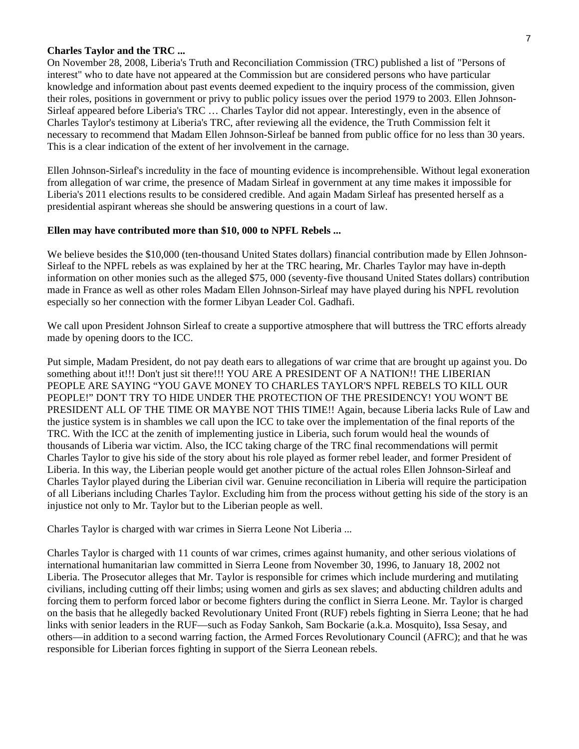**Charles Taylor and the TRC ...**

On November 28, 2008, Liberia's Truth and Reconciliation Commission (TRC) published a list of "Persons of interest" who to date have not appeared at the Commission but are considered persons who have particular knowledge and information about past events deemed expedient to the inquiry process of the commission, given their roles, positions in government or privy to public policy issues over the period 1979 to 2003. Ellen Johnson-Sirleaf appeared before Liberia's TRC … Charles Taylor did not appear. Interestingly, even in the absence of Charles Taylor's testimony at Liberia's TRC, after reviewing all the evidence, the Truth Commission felt it necessary to recommend that Madam Ellen Johnson-Sirleaf be banned from public office for no less than 30 years. This is a clear indication of the extent of her involvement in the carnage.

Ellen Johnson-Sirleaf's incredulity in the face of mounting evidence is incomprehensible. Without legal exoneration from allegation of war crime, the presence of Madam Sirleaf in government at any time makes it impossible for Liberia's 2011 elections results to be considered credible. And again Madam Sirleaf has presented herself as a presidential aspirant whereas she should be answering questions in a court of law.

**Ellen may have contributed more than $10, 000 to NPFL Rebels ...**

We believe besides the $10,000 (ten-thousand United States dollars) financial contribution made by Ellen Johnson-Sirleaf to the NPFL rebels as was explained by her at the TRC hearing, Mr. Charles Taylor may have in-depth information on other monies such as the alleged $75, 000 (seventy-five thousand United States dollars) contribution made in France as well as other roles Madam Ellen Johnson-Sirleaf may have played during his NPFL revolution especially so her connection with the former Libyan Leader Col. Gadhafi.

We call upon President Johnson Sirleaf to create a supportive atmosphere that will buttress the TRC efforts already made by opening doors to the ICC.

Put simple, Madam President, do not pay death ears to allegations of war crime that are brought up against you. Do something about it!!! Don't just sit there!!! YOU ARE A PRESIDENT OF A NATION!! THE LIBERIAN PEOPLE ARE SAYING "YOU GAVE MONEY TO CHARLES TAYLOR'S NPFL REBELS TO KILL OUR PEOPLE!" DON'T TRY TO HIDE UNDER THE PROTECTION OF THE PRESIDENCY! YOU WON'T BE PRESIDENT ALL OF THE TIME OR MAYBE NOT THIS TIME!! Again, because Liberia lacks Rule of Law and the justice system is in shambles we call upon the ICC to take over the implementation of the final reports of the TRC. With the ICC at the zenith of implementing justice in Liberia, such forum would heal the wounds of thousands of Liberia war victim. Also, the ICC taking charge of the TRC final recommendations will permit Charles Taylor to give his side of the story about his role played as former rebel leader, and former President of Liberia. In this way, the Liberian people would get another picture of the actual roles Ellen Johnson-Sirleaf and Charles Taylor played during the Liberian civil war. Genuine reconciliation in Liberia will require the participation of all Liberians including Charles Taylor. Excluding him from the process without getting his side of the story is an injustice not only to Mr. Taylor but to the Liberian people as well.

Charles Taylor is charged with war crimes in Sierra Leone Not Liberia ...

Charles Taylor is charged with 11 counts of war crimes, crimes against humanity, and other serious violations of international humanitarian law committed in Sierra Leone from November 30, 1996, to January 18, 2002 not Liberia. The Prosecutor alleges that Mr. Taylor is responsible for crimes which include murdering and mutilating civilians, including cutting off their limbs; using women and girls as sex slaves; and abducting children adults and forcing them to perform forced labor or become fighters during the conflict in Sierra Leone. Mr. Taylor is charged on the basis that he allegedly backed Revolutionary United Front (RUF) rebels fighting in Sierra Leone; that he had links with senior leaders in the RUF—such as Foday Sankoh, Sam Bockarie (a.k.a. Mosquito), Issa Sesay, and others—in addition to a second warring faction, the Armed Forces Revolutionary Council (AFRC); and that he was responsible for Liberian forces fighting in support of the Sierra Leonean rebels.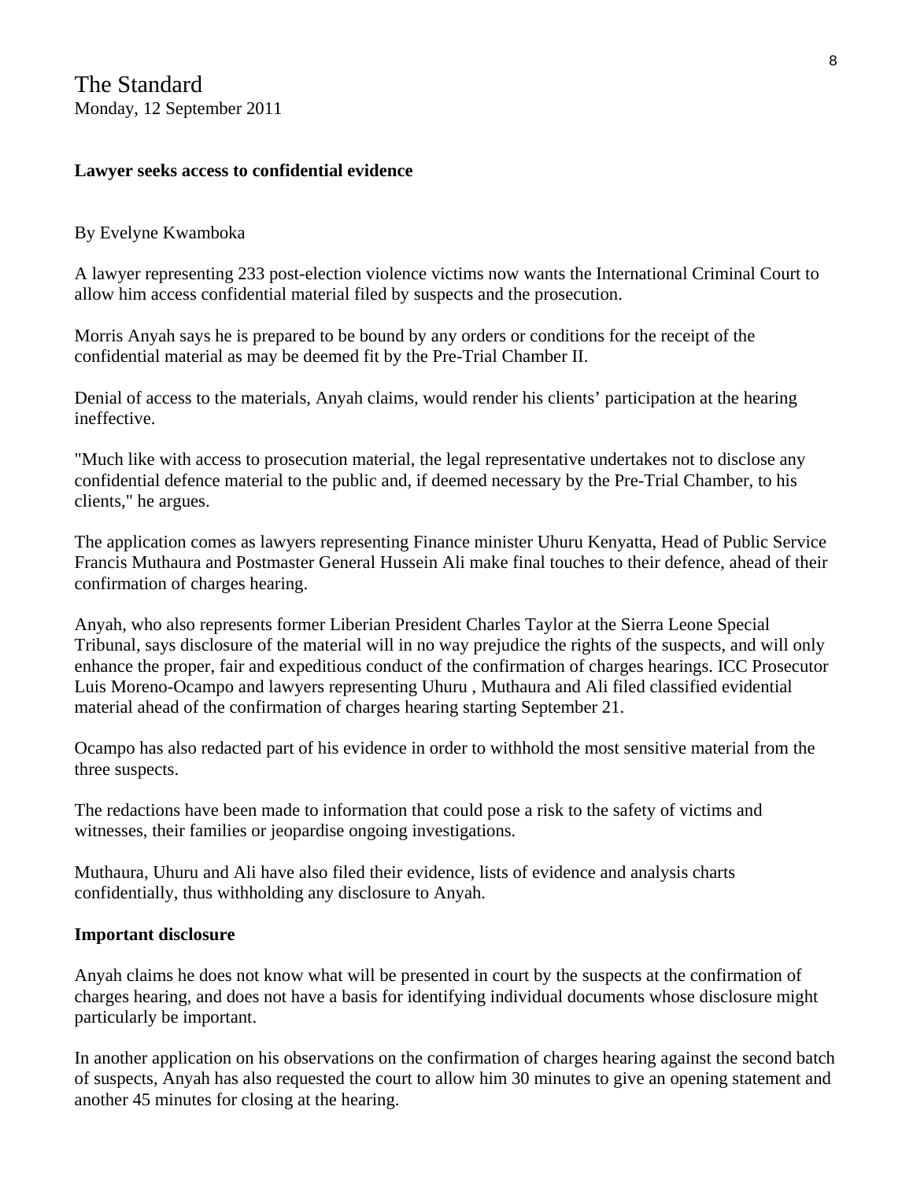The Standard
Monday, 12 September 2011

**Lawyer seeks access to confidential evidence**

By Evelyne Kwamboka

A lawyer representing 233 post-election violence victims now wants the International Criminal Court to allow him access confidential material filed by suspects and the prosecution.

Morris Anyah says he is prepared to be bound by any orders or conditions for the receipt of the confidential material as may be deemed fit by the Pre-Trial Chamber II.

Denial of access to the materials, Anyah claims, would render his clients' participation at the hearing ineffective.

"Much like with access to prosecution material, the legal representative undertakes not to disclose any confidential defence material to the public and, if deemed necessary by the Pre-Trial Chamber, to his clients," he argues.

The application comes as lawyers representing Finance minister Uhuru Kenyatta, Head of Public Service Francis Muthaura and Postmaster General Hussein Ali make final touches to their defence, ahead of their confirmation of charges hearing.

Anyah, who also represents former Liberian President Charles Taylor at the Sierra Leone Special Tribunal, says disclosure of the material will in no way prejudice the rights of the suspects, and will only enhance the proper, fair and expeditious conduct of the confirmation of charges hearings. ICC Prosecutor Luis Moreno-Ocampo and lawyers representing Uhuru , Muthaura and Ali filed classified evidential material ahead of the confirmation of charges hearing starting September 21.

Ocampo has also redacted part of his evidence in order to withhold the most sensitive material from the three suspects.

The redactions have been made to information that could pose a risk to the safety of victims and witnesses, their families or jeopardise ongoing investigations.

Muthaura, Uhuru and Ali have also filed their evidence, lists of evidence and analysis charts confidentially, thus withholding any disclosure to Anyah.

**Important disclosure**

Anyah claims he does not know what will be presented in court by the suspects at the confirmation of charges hearing, and does not have a basis for identifying individual documents whose disclosure might particularly be important.

In another application on his observations on the confirmation of charges hearing against the second batch of suspects, Anyah has also requested the court to allow him 30 minutes to give an opening statement and another 45 minutes for closing at the hearing.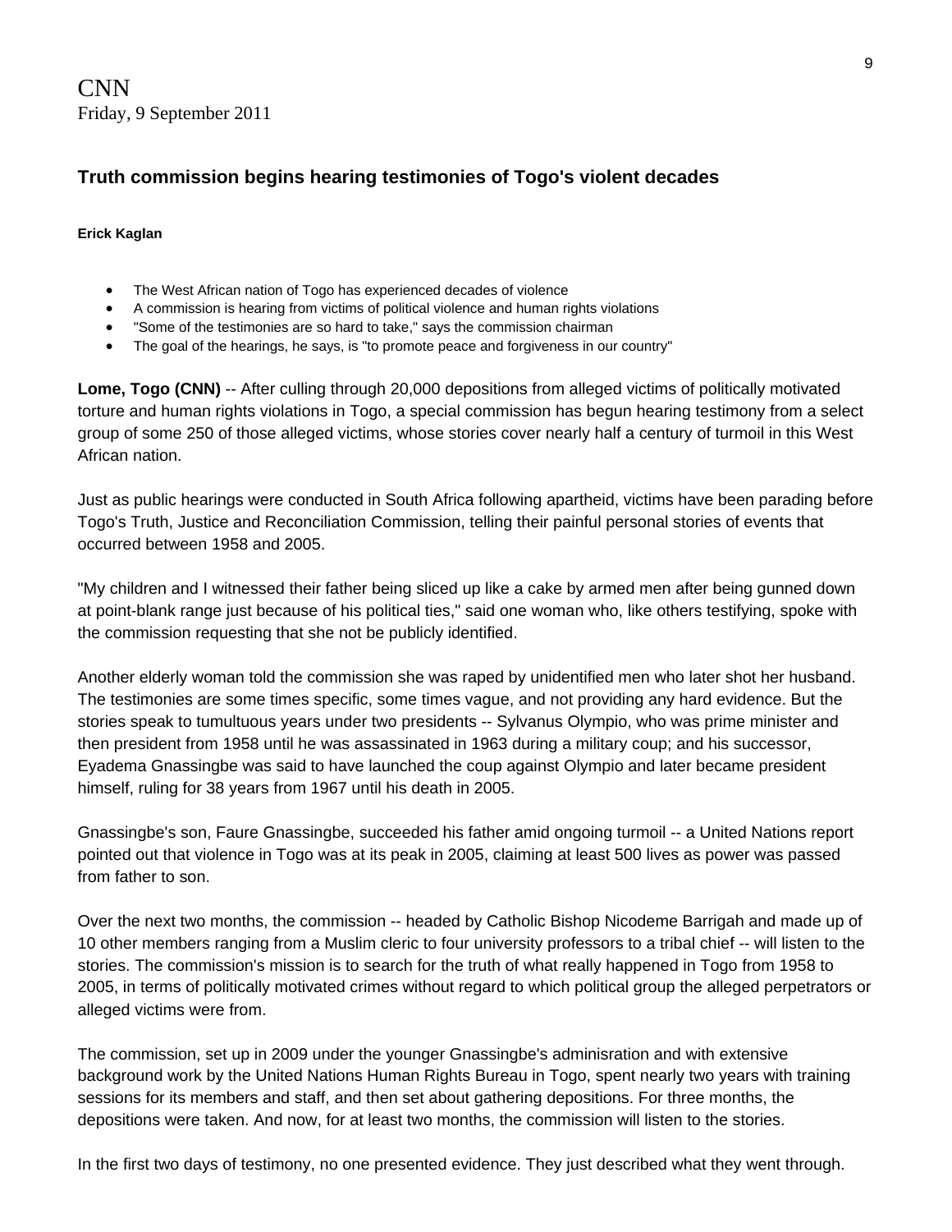CNN
Friday, 9 September 2011

## Truth commission begins hearing testimonies of Togo's violent decades

**Erick Kaglan**

- The West African nation of Togo has experienced decades of violence
- A commission is hearing from victims of political violence and human rights violations
- "Some of the testimonies are so hard to take," says the commission chairman
- The goal of the hearings, he says, is "to promote peace and forgiveness in our country"

**Lome, Togo (CNN)** -- After culling through 20,000 depositions from alleged victims of politically motivated torture and human rights violations in Togo, a special commission has begun hearing testimony from a select group of some 250 of those alleged victims, whose stories cover nearly half a century of turmoil in this West African nation.

Just as public hearings were conducted in South Africa following apartheid, victims have been parading before Togo's Truth, Justice and Reconciliation Commission, telling their painful personal stories of events that occurred between 1958 and 2005.

"My children and I witnessed their father being sliced up like a cake by armed men after being gunned down at point-blank range just because of his political ties," said one woman who, like others testifying, spoke with the commission requesting that she not be publicly identified.

Another elderly woman told the commission she was raped by unidentified men who later shot her husband. The testimonies are some times specific, some times vague, and not providing any hard evidence. But the stories speak to tumultuous years under two presidents -- Sylvanus Olympio, who was prime minister and then president from 1958 until he was assassinated in 1963 during a military coup; and his successor, Eyadema Gnassingbe was said to have launched the coup against Olympio and later became president himself, ruling for 38 years from 1967 until his death in 2005.

Gnassingbe's son, Faure Gnassingbe, succeeded his father amid ongoing turmoil -- a United Nations report pointed out that violence in Togo was at its peak in 2005, claiming at least 500 lives as power was passed from father to son.

Over the next two months, the commission -- headed by Catholic Bishop Nicodeme Barrigah and made up of 10 other members ranging from a Muslim cleric to four university professors to a tribal chief -- will listen to the stories. The commission's mission is to search for the truth of what really happened in Togo from 1958 to 2005, in terms of politically motivated crimes without regard to which political group the alleged perpetrators or alleged victims were from.

The commission, set up in 2009 under the younger Gnassingbe's adminisration and with extensive background work by the United Nations Human Rights Bureau in Togo, spent nearly two years with training sessions for its members and staff, and then set about gathering depositions. For three months, the depositions were taken. And now, for at least two months, the commission will listen to the stories.

In the first two days of testimony, no one presented evidence. They just described what they went through.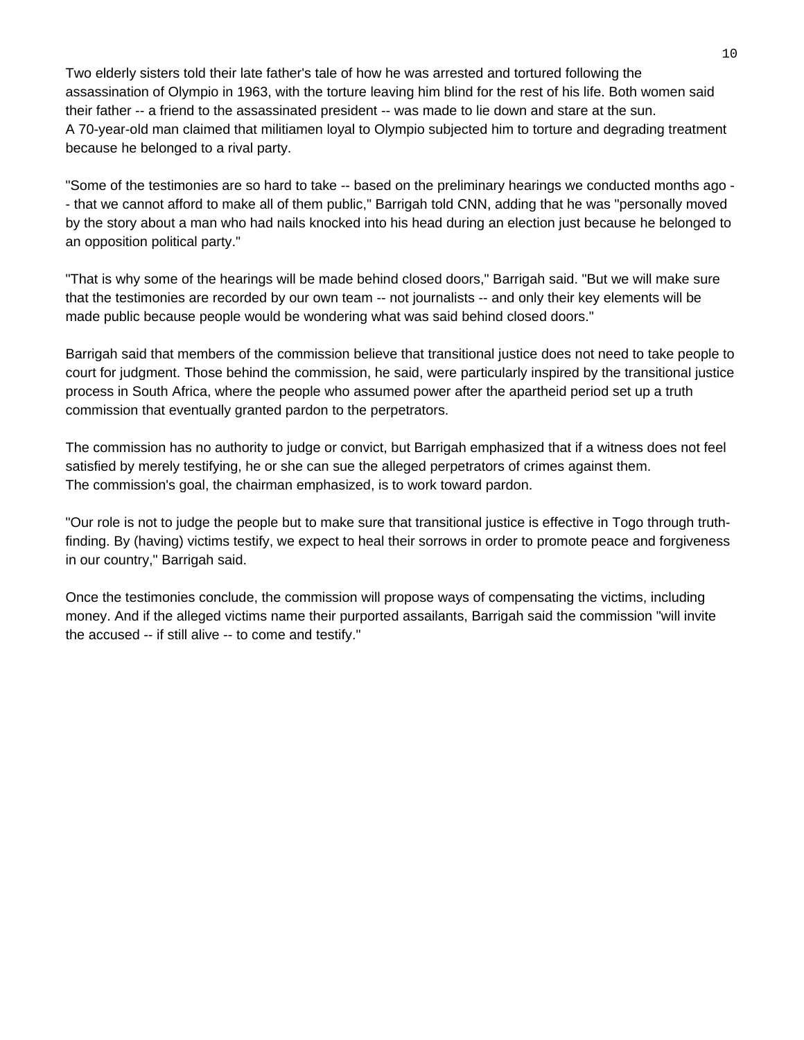Two elderly sisters told their late father's tale of how he was arrested and tortured following the assassination of Olympio in 1963, with the torture leaving him blind for the rest of his life. Both women said their father -- a friend to the assassinated president -- was made to lie down and stare at the sun.
A 70-year-old man claimed that militiamen loyal to Olympio subjected him to torture and degrading treatment because he belonged to a rival party.

"Some of the testimonies are so hard to take -- based on the preliminary hearings we conducted months ago -- that we cannot afford to make all of them public," Barrigah told CNN, adding that he was "personally moved by the story about a man who had nails knocked into his head during an election just because he belonged to an opposition political party."

"That is why some of the hearings will be made behind closed doors," Barrigah said. "But we will make sure that the testimonies are recorded by our own team -- not journalists -- and only their key elements will be made public because people would be wondering what was said behind closed doors."

Barrigah said that members of the commission believe that transitional justice does not need to take people to court for judgment. Those behind the commission, he said, were particularly inspired by the transitional justice process in South Africa, where the people who assumed power after the apartheid period set up a truth commission that eventually granted pardon to the perpetrators.

The commission has no authority to judge or convict, but Barrigah emphasized that if a witness does not feel satisfied by merely testifying, he or she can sue the alleged perpetrators of crimes against them.
The commission's goal, the chairman emphasized, is to work toward pardon.

"Our role is not to judge the people but to make sure that transitional justice is effective in Togo through truth-finding. By (having) victims testify, we expect to heal their sorrows in order to promote peace and forgiveness in our country," Barrigah said.

Once the testimonies conclude, the commission will propose ways of compensating the victims, including money. And if the alleged victims name their purported assailants, Barrigah said the commission "will invite the accused -- if still alive -- to come and testify."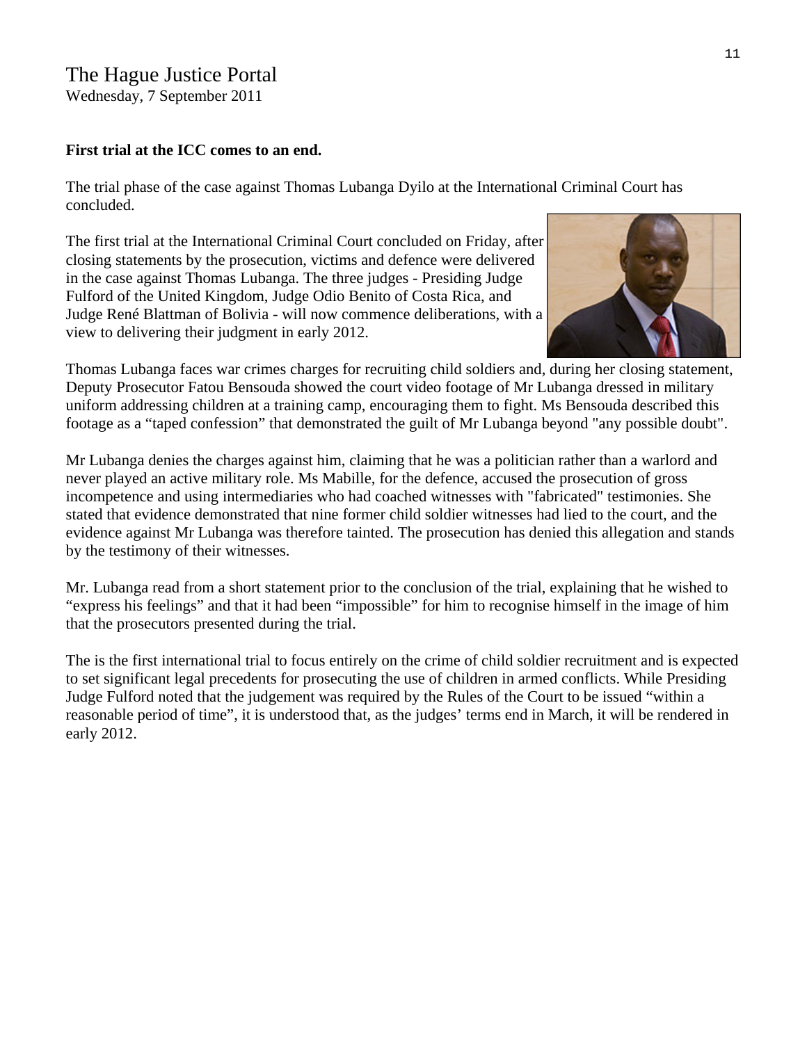## The Hague Justice Portal

Wednesday, 7 September 2011

**First trial at the ICC comes to an end.**

The trial phase of the case against Thomas Lubanga Dyilo at the International Criminal Court has concluded.

The first trial at the International Criminal Court concluded on Friday, after closing statements by the prosecution, victims and defence were delivered in the case against Thomas Lubanga. The three judges - Presiding Judge Fulford of the United Kingdom, Judge Odio Benito of Costa Rica, and Judge René Blattman of Bolivia - will now commence deliberations, with a view to delivering their judgment in early 2012.

Thomas Lubanga faces war crimes charges for recruiting child soldiers and, during her closing statement, Deputy Prosecutor Fatou Bensouda showed the court video footage of Mr Lubanga dressed in military uniform addressing children at a training camp, encouraging them to fight. Ms Bensouda described this footage as a “taped confession” that demonstrated the guilt of Mr Lubanga beyond "any possible doubt".

Mr Lubanga denies the charges against him, claiming that he was a politician rather than a warlord and never played an active military role. Ms Mabille, for the defence, accused the prosecution of gross incompetence and using intermediaries who had coached witnesses with "fabricated" testimonies. She stated that evidence demonstrated that nine former child soldier witnesses had lied to the court, and the evidence against Mr Lubanga was therefore tainted. The prosecution has denied this allegation and stands by the testimony of their witnesses.

Mr. Lubanga read from a short statement prior to the conclusion of the trial, explaining that he wished to “express his feelings” and that it had been “impossible” for him to recognise himself in the image of him that the prosecutors presented during the trial.

The is the first international trial to focus entirely on the crime of child soldier recruitment and is expected to set significant legal precedents for prosecuting the use of children in armed conflicts. While Presiding Judge Fulford noted that the judgement was required by the Rules of the Court to be issued “within a reasonable period of time”, it is understood that, as the judges’ terms end in March, it will be rendered in early 2012.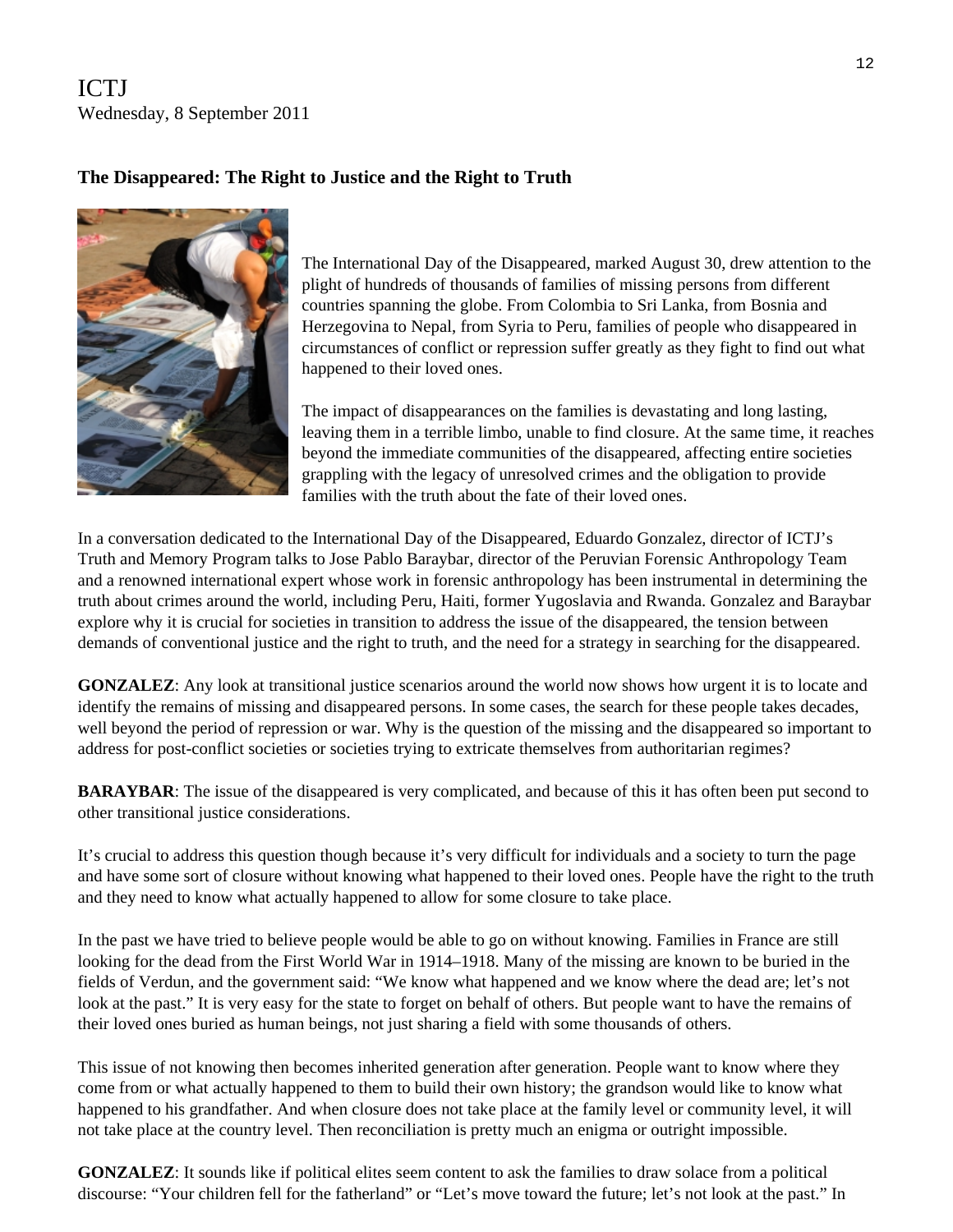ICTJ
Wednesday, 8 September 2011

### The Disappeared: The Right to Justice and the Right to Truth

The International Day of the Disappeared, marked August 30, drew attention to the plight of hundreds of thousands of families of missing persons from different countries spanning the globe. From Colombia to Sri Lanka, from Bosnia and Herzegovina to Nepal, from Syria to Peru, families of people who disappeared in circumstances of conflict or repression suffer greatly as they fight to find out what happened to their loved ones.

The impact of disappearances on the families is devastating and long lasting, leaving them in a terrible limbo, unable to find closure. At the same time, it reaches beyond the immediate communities of the disappeared, affecting entire societies grappling with the legacy of unresolved crimes and the obligation to provide families with the truth about the fate of their loved ones.

In a conversation dedicated to the International Day of the Disappeared, Eduardo Gonzalez, director of ICTJ's Truth and Memory Program talks to Jose Pablo Baraybar, director of the Peruvian Forensic Anthropology Team and a renowned international expert whose work in forensic anthropology has been instrumental in determining the truth about crimes around the world, including Peru, Haiti, former Yugoslavia and Rwanda. Gonzalez and Baraybar explore why it is crucial for societies in transition to address the issue of the disappeared, the tension between demands of conventional justice and the right to truth, and the need for a strategy in searching for the disappeared.

**GONZALEZ**: Any look at transitional justice scenarios around the world now shows how urgent it is to locate and identify the remains of missing and disappeared persons. In some cases, the search for these people takes decades, well beyond the period of repression or war. Why is the question of the missing and the disappeared so important to address for post-conflict societies or societies trying to extricate themselves from authoritarian regimes?

**BARAYBAR**: The issue of the disappeared is very complicated, and because of this it has often been put second to other transitional justice considerations.

It's crucial to address this question though because it's very difficult for individuals and a society to turn the page and have some sort of closure without knowing what happened to their loved ones. People have the right to the truth and they need to know what actually happened to allow for some closure to take place.

In the past we have tried to believe people would be able to go on without knowing. Families in France are still looking for the dead from the First World War in 1914–1918. Many of the missing are known to be buried in the fields of Verdun, and the government said: "We know what happened and we know where the dead are; let's not look at the past." It is very easy for the state to forget on behalf of others. But people want to have the remains of their loved ones buried as human beings, not just sharing a field with some thousands of others.

This issue of not knowing then becomes inherited generation after generation. People want to know where they come from or what actually happened to them to build their own history; the grandson would like to know what happened to his grandfather. And when closure does not take place at the family level or community level, it will not take place at the country level. Then reconciliation is pretty much an enigma or outright impossible.

**GONZALEZ**: It sounds like if political elites seem content to ask the families to draw solace from a political discourse: "Your children fell for the fatherland" or "Let's move toward the future; let's not look at the past." In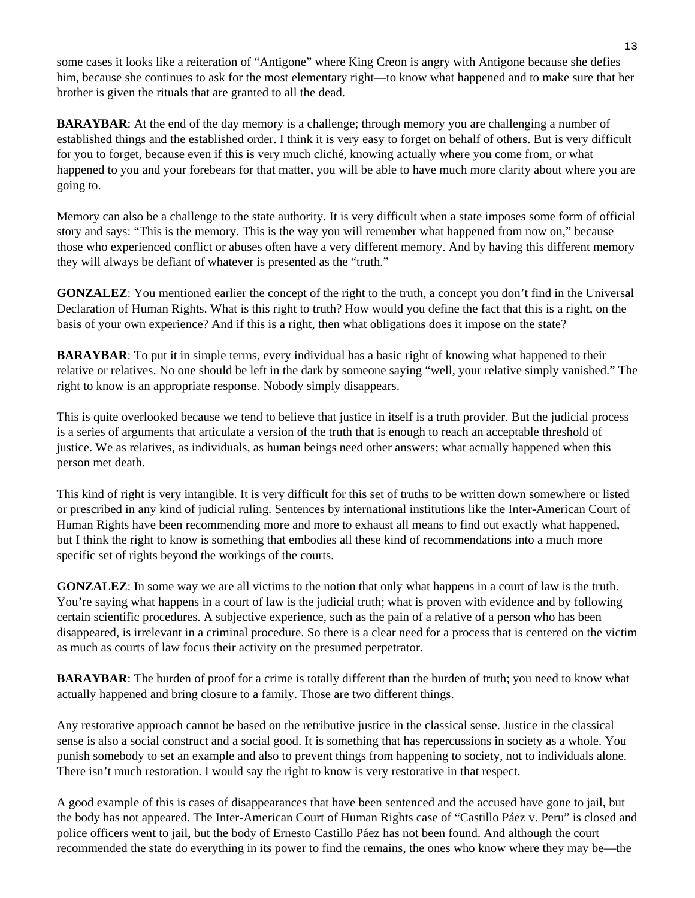some cases it looks like a reiteration of “Antigone” where King Creon is angry with Antigone because she defies him, because she continues to ask for the most elementary right—to know what happened and to make sure that her brother is given the rituals that are granted to all the dead.

**BARAYBAR**: At the end of the day memory is a challenge; through memory you are challenging a number of established things and the established order. I think it is very easy to forget on behalf of others. But is very difficult for you to forget, because even if this is very much cliché, knowing actually where you come from, or what happened to you and your forebears for that matter, you will be able to have much more clarity about where you are going to.

Memory can also be a challenge to the state authority. It is very difficult when a state imposes some form of official story and says: “This is the memory. This is the way you will remember what happened from now on,” because those who experienced conflict or abuses often have a very different memory. And by having this different memory they will always be defiant of whatever is presented as the “truth.”

**GONZALEZ**: You mentioned earlier the concept of the right to the truth, a concept you don’t find in the Universal Declaration of Human Rights. What is this right to truth? How would you define the fact that this is a right, on the basis of your own experience? And if this is a right, then what obligations does it impose on the state?

**BARAYBAR**: To put it in simple terms, every individual has a basic right of knowing what happened to their relative or relatives. No one should be left in the dark by someone saying “well, your relative simply vanished.” The right to know is an appropriate response. Nobody simply disappears.

This is quite overlooked because we tend to believe that justice in itself is a truth provider. But the judicial process is a series of arguments that articulate a version of the truth that is enough to reach an acceptable threshold of justice. We as relatives, as individuals, as human beings need other answers; what actually happened when this person met death.

This kind of right is very intangible. It is very difficult for this set of truths to be written down somewhere or listed or prescribed in any kind of judicial ruling. Sentences by international institutions like the Inter-American Court of Human Rights have been recommending more and more to exhaust all means to find out exactly what happened, but I think the right to know is something that embodies all these kind of recommendations into a much more specific set of rights beyond the workings of the courts.

**GONZALEZ**: In some way we are all victims to the notion that only what happens in a court of law is the truth. You’re saying what happens in a court of law is the judicial truth; what is proven with evidence and by following certain scientific procedures. A subjective experience, such as the pain of a relative of a person who has been disappeared, is irrelevant in a criminal procedure. So there is a clear need for a process that is centered on the victim as much as courts of law focus their activity on the presumed perpetrator.

**BARAYBAR**: The burden of proof for a crime is totally different than the burden of truth; you need to know what actually happened and bring closure to a family. Those are two different things.

Any restorative approach cannot be based on the retributive justice in the classical sense. Justice in the classical sense is also a social construct and a social good. It is something that has repercussions in society as a whole. You punish somebody to set an example and also to prevent things from happening to society, not to individuals alone. There isn’t much restoration. I would say the right to know is very restorative in that respect.

A good example of this is cases of disappearances that have been sentenced and the accused have gone to jail, but the body has not appeared. The Inter-American Court of Human Rights case of “Castillo Páez v. Peru” is closed and police officers went to jail, but the body of Ernesto Castillo Páez has not been found. And although the court recommended the state do everything in its power to find the remains, the ones who know where they may be—the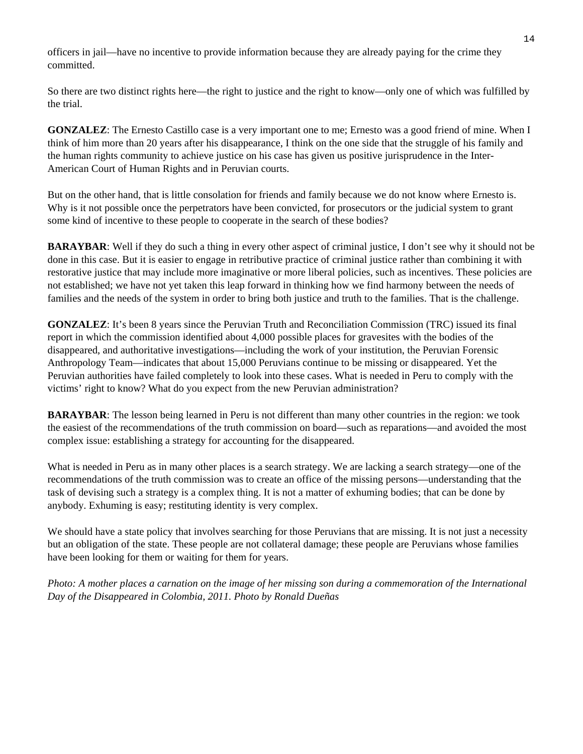officers in jail—have no incentive to provide information because they are already paying for the crime they committed.

So there are two distinct rights here—the right to justice and the right to know—only one of which was fulfilled by the trial.

**GONZALEZ**: The Ernesto Castillo case is a very important one to me; Ernesto was a good friend of mine. When I think of him more than 20 years after his disappearance, I think on the one side that the struggle of his family and the human rights community to achieve justice on his case has given us positive jurisprudence in the Inter-American Court of Human Rights and in Peruvian courts.

But on the other hand, that is little consolation for friends and family because we do not know where Ernesto is. Why is it not possible once the perpetrators have been convicted, for prosecutors or the judicial system to grant some kind of incentive to these people to cooperate in the search of these bodies?

**BARAYBAR**: Well if they do such a thing in every other aspect of criminal justice, I don't see why it should not be done in this case. But it is easier to engage in retributive practice of criminal justice rather than combining it with restorative justice that may include more imaginative or more liberal policies, such as incentives. These policies are not established; we have not yet taken this leap forward in thinking how we find harmony between the needs of families and the needs of the system in order to bring both justice and truth to the families. That is the challenge.

**GONZALEZ**: It's been 8 years since the Peruvian Truth and Reconciliation Commission (TRC) issued its final report in which the commission identified about 4,000 possible places for gravesites with the bodies of the disappeared, and authoritative investigations—including the work of your institution, the Peruvian Forensic Anthropology Team—indicates that about 15,000 Peruvians continue to be missing or disappeared. Yet the Peruvian authorities have failed completely to look into these cases. What is needed in Peru to comply with the victims' right to know? What do you expect from the new Peruvian administration?

**BARAYBAR**: The lesson being learned in Peru is not different than many other countries in the region: we took the easiest of the recommendations of the truth commission on board—such as reparations—and avoided the most complex issue: establishing a strategy for accounting for the disappeared.

What is needed in Peru as in many other places is a search strategy. We are lacking a search strategy—one of the recommendations of the truth commission was to create an office of the missing persons—understanding that the task of devising such a strategy is a complex thing. It is not a matter of exhuming bodies; that can be done by anybody. Exhuming is easy; restituting identity is very complex.

We should have a state policy that involves searching for those Peruvians that are missing. It is not just a necessity but an obligation of the state. These people are not collateral damage; these people are Peruvians whose families have been looking for them or waiting for them for years.

*Photo: A mother places a carnation on the image of her missing son during a commemoration of the International Day of the Disappeared in Colombia, 2011. Photo by Ronald Dueñas*